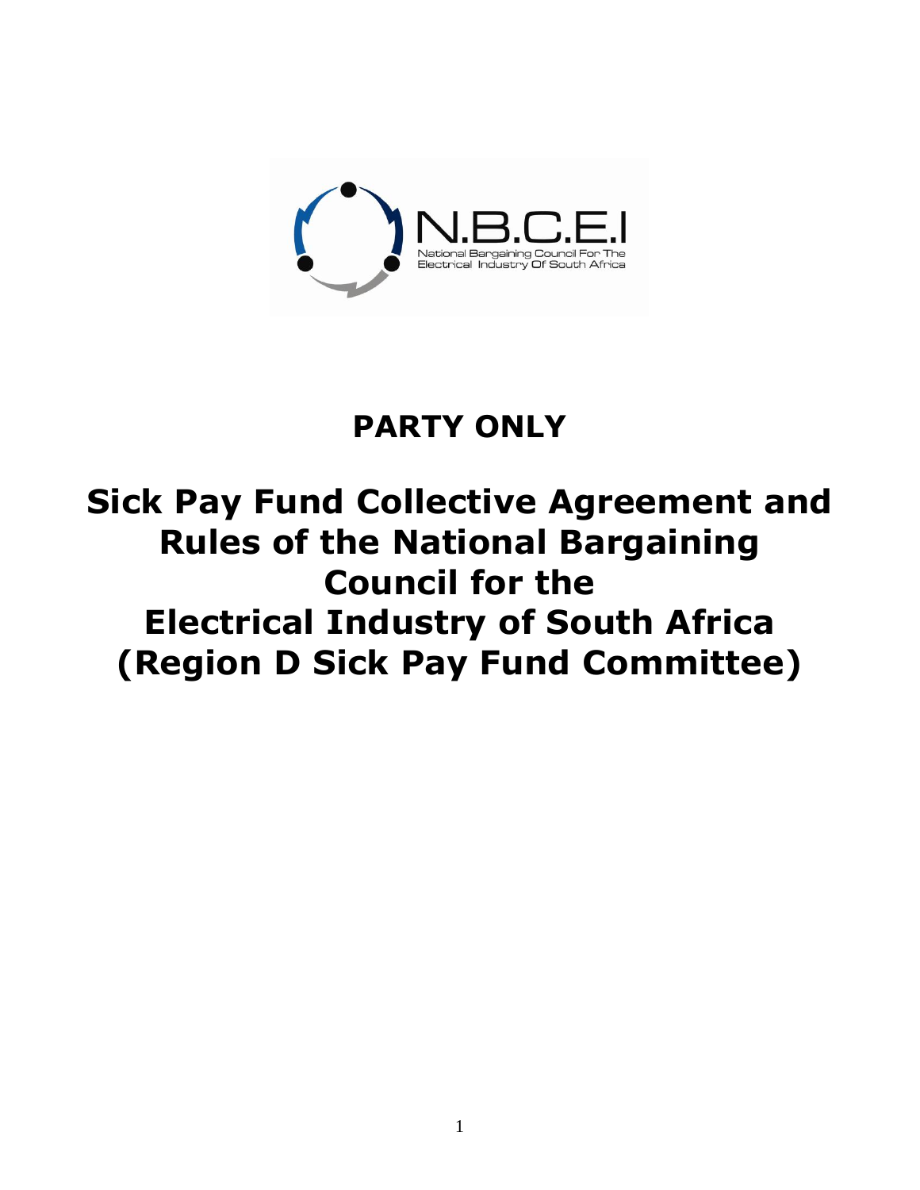N.B.C.E.I
National Bargaining Council For The Electrical Industry Of South Africa

# PARTY ONLY

# Sick Pay Fund Collective Agreement and Rules of the National Bargaining Council for the Electrical Industry of South Africa (Region D Sick Pay Fund Committee)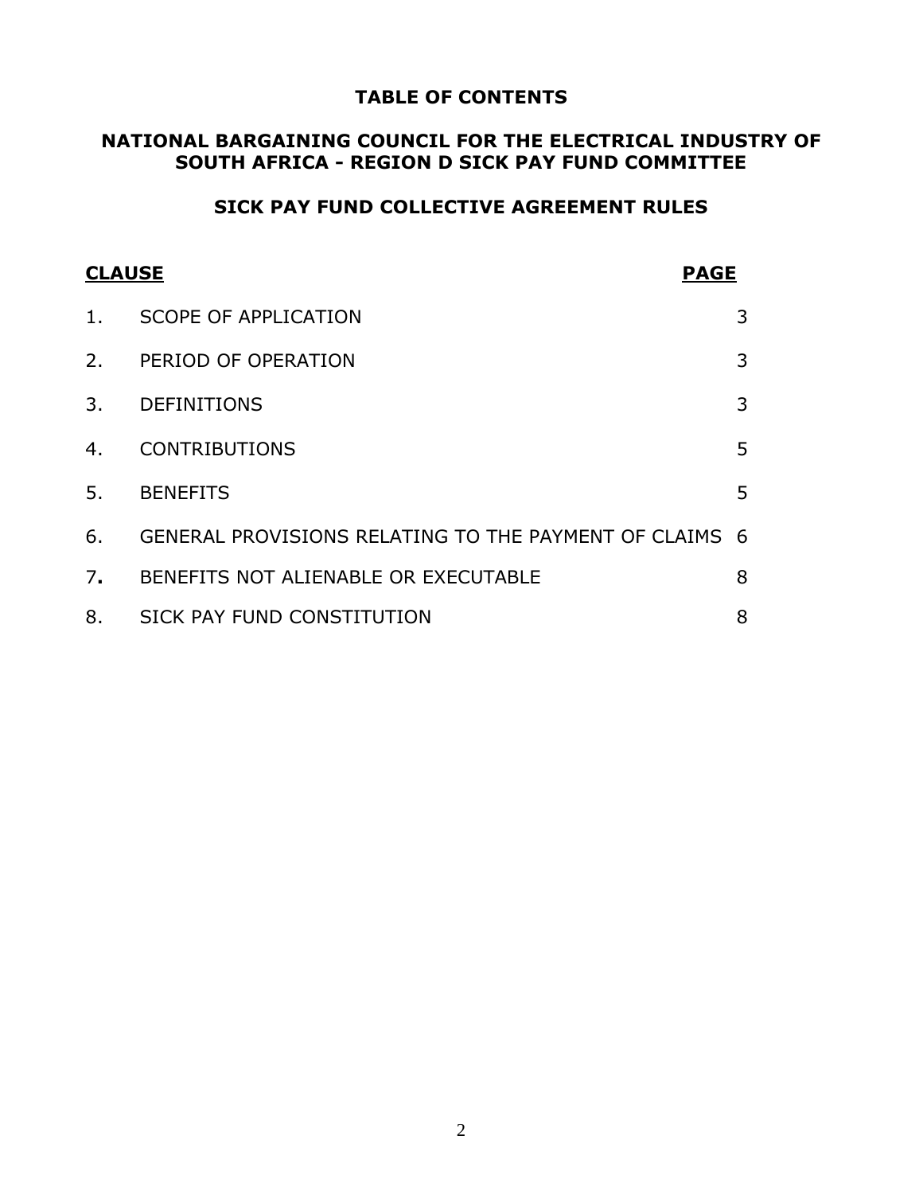# TABLE OF CONTENTS

## NATIONAL BARGAINING COUNCIL FOR THE ELECTRICAL INDUSTRY OF SOUTH AFRICA - REGION D SICK PAY FUND COMMITTEE

## SICK PAY FUND COLLECTIVE AGREEMENT RULES

| **CLAUSE** | | **PAGE** |
|---|---|---|
| 1. | SCOPE OF APPLICATION | 3 |
| 2. | PERIOD OF OPERATION | 3 |
| 3. | DEFINITIONS | 3 |
| 4. | CONTRIBUTIONS | 5 |
| 5. | BENEFITS | 5 |
| 6. | GENERAL PROVISIONS RELATING TO THE PAYMENT OF CLAIMS | 6 |
| 7. | BENEFITS NOT ALIENABLE OR EXECUTABLE | 8 |
| 8. | SICK PAY FUND CONSTITUTION | 8 |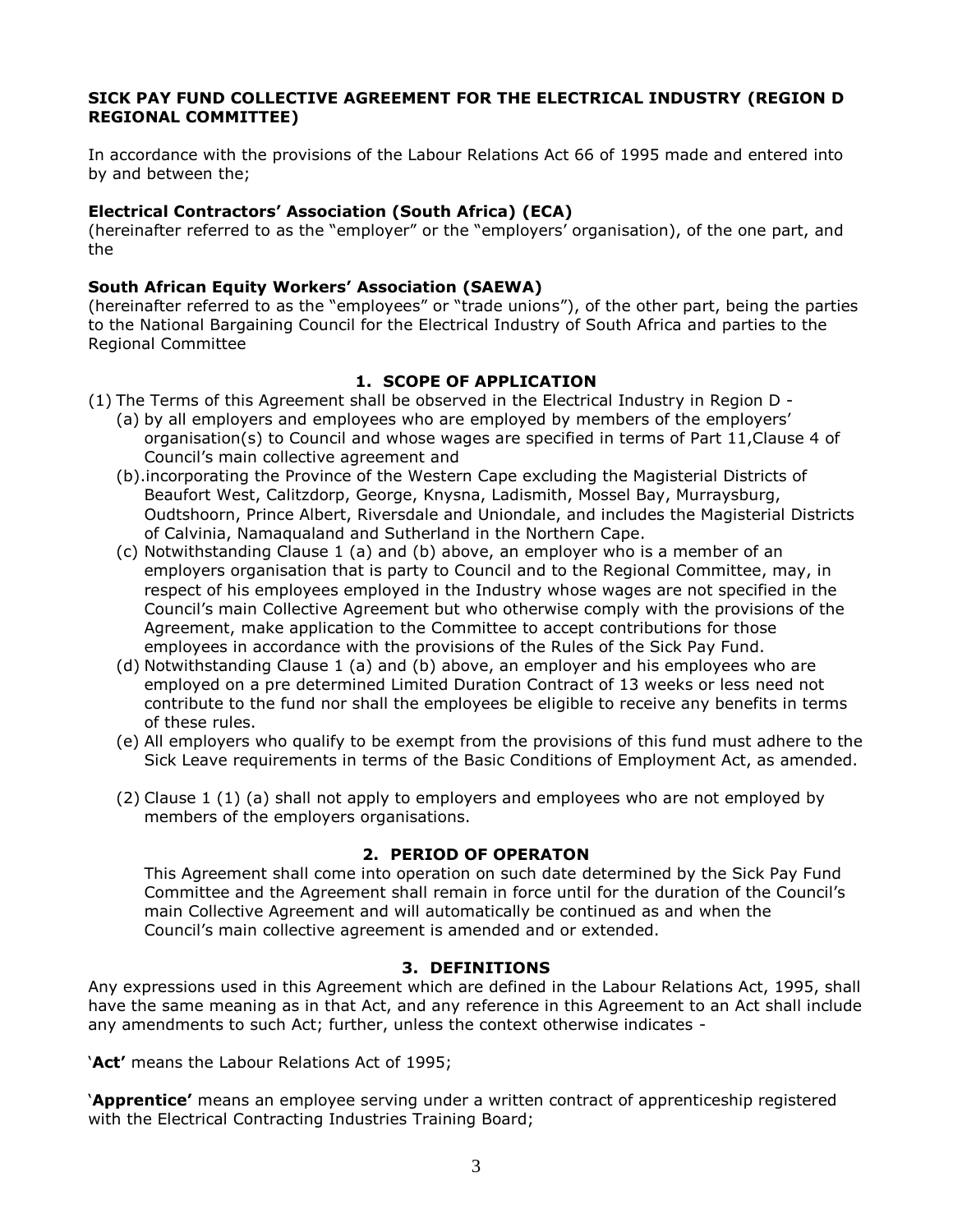**SICK PAY FUND COLLECTIVE AGREEMENT FOR THE ELECTRICAL INDUSTRY (REGION D REGIONAL COMMITTEE)**

In accordance with the provisions of the Labour Relations Act 66 of 1995 made and entered into by and between the;

**Electrical Contractors' Association (South Africa) (ECA)**
(hereinafter referred to as the "employer" or the "employers' organisation), of the one part, and the

**South African Equity Workers' Association (SAEWA)**
(hereinafter referred to as the "employees" or "trade unions"), of the other part, being the parties to the National Bargaining Council for the Electrical Industry of South Africa and parties to the Regional Committee

## 1. SCOPE OF APPLICATION

(1) The Terms of this Agreement shall be observed in the Electrical Industry in Region D -
   (a) by all employers and employees who are employed by members of the employers' organisation(s) to Council and whose wages are specified in terms of Part 11,Clause 4 of Council's main collective agreement and
   (b).incorporating the Province of the Western Cape excluding the Magisterial Districts of Beaufort West, Calitzdorp, George, Knysna, Ladismith, Mossel Bay, Murraysburg, Oudtshoorn, Prince Albert, Riversdale and Uniondale, and includes the Magisterial Districts of Calvinia, Namaqualand and Sutherland in the Northern Cape.
   (c) Notwithstanding Clause 1 (a) and (b) above, an employer who is a member of an employers organisation that is party to Council and to the Regional Committee, may, in respect of his employees employed in the Industry whose wages are not specified in the Council's main Collective Agreement but who otherwise comply with the provisions of the Agreement, make application to the Committee to accept contributions for those employees in accordance with the provisions of the Rules of the Sick Pay Fund.
   (d) Notwithstanding Clause 1 (a) and (b) above, an employer and his employees who are employed on a pre determined Limited Duration Contract of 13 weeks or less need not contribute to the fund nor shall the employees be eligible to receive any benefits in terms of these rules.
   (e) All employers who qualify to be exempt from the provisions of this fund must adhere to the Sick Leave requirements in terms of the Basic Conditions of Employment Act, as amended.

(2) Clause 1 (1) (a) shall not apply to employers and employees who are not employed by members of the employers organisations.

## 2. PERIOD OF OPERATON

This Agreement shall come into operation on such date determined by the Sick Pay Fund Committee and the Agreement shall remain in force until for the duration of the Council's main Collective Agreement and will automatically be continued as and when the Council's main collective agreement is amended and or extended.

## 3. DEFINITIONS

Any expressions used in this Agreement which are defined in the Labour Relations Act, 1995, shall have the same meaning as in that Act, and any reference in this Agreement to an Act shall include any amendments to such Act; further, unless the context otherwise indicates -

'**Act'** means the Labour Relations Act of 1995;

'**Apprentice'** means an employee serving under a written contract of apprenticeship registered with the Electrical Contracting Industries Training Board;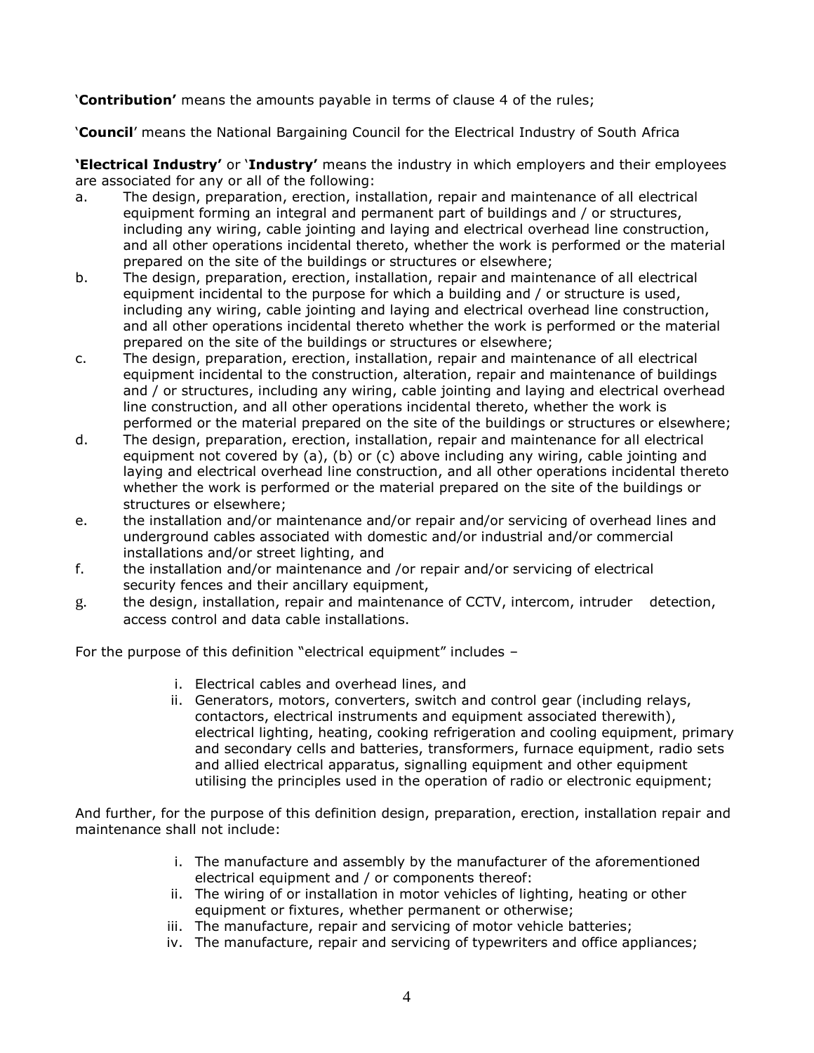'**Contribution'** means the amounts payable in terms of clause 4 of the rules;

'**Council**' means the National Bargaining Council for the Electrical Industry of South Africa

**'Electrical Industry'** or '**Industry'** means the industry in which employers and their employees are associated for any or all of the following:

a. The design, preparation, erection, installation, repair and maintenance of all electrical equipment forming an integral and permanent part of buildings and / or structures, including any wiring, cable jointing and laying and electrical overhead line construction, and all other operations incidental thereto, whether the work is performed or the material prepared on the site of the buildings or structures or elsewhere;
b. The design, preparation, erection, installation, repair and maintenance of all electrical equipment incidental to the purpose for which a building and / or structure is used, including any wiring, cable jointing and laying and electrical overhead line construction, and all other operations incidental thereto whether the work is performed or the material prepared on the site of the buildings or structures or elsewhere;
c. The design, preparation, erection, installation, repair and maintenance of all electrical equipment incidental to the construction, alteration, repair and maintenance of buildings and / or structures, including any wiring, cable jointing and laying and electrical overhead line construction, and all other operations incidental thereto, whether the work is performed or the material prepared on the site of the buildings or structures or elsewhere;
d. The design, preparation, erection, installation, repair and maintenance for all electrical equipment not covered by (a), (b) or (c) above including any wiring, cable jointing and laying and electrical overhead line construction, and all other operations incidental thereto whether the work is performed or the material prepared on the site of the buildings or structures or elsewhere;
e. the installation and/or maintenance and/or repair and/or servicing of overhead lines and underground cables associated with domestic and/or industrial and/or commercial installations and/or street lighting, and
f. the installation and/or maintenance and /or repair and/or servicing of electrical security fences and their ancillary equipment,
g. the design, installation, repair and maintenance of CCTV, intercom, intruder detection, access control and data cable installations.

For the purpose of this definition "electrical equipment" includes –

i. Electrical cables and overhead lines, and
ii. Generators, motors, converters, switch and control gear (including relays, contactors, electrical instruments and equipment associated therewith), electrical lighting, heating, cooking refrigeration and cooling equipment, primary and secondary cells and batteries, transformers, furnace equipment, radio sets and allied electrical apparatus, signalling equipment and other equipment utilising the principles used in the operation of radio or electronic equipment;

And further, for the purpose of this definition design, preparation, erection, installation repair and maintenance shall not include:

i. The manufacture and assembly by the manufacturer of the aforementioned electrical equipment and / or components thereof:
ii. The wiring of or installation in motor vehicles of lighting, heating or other equipment or fixtures, whether permanent or otherwise;
iii. The manufacture, repair and servicing of motor vehicle batteries;
iv. The manufacture, repair and servicing of typewriters and office appliances;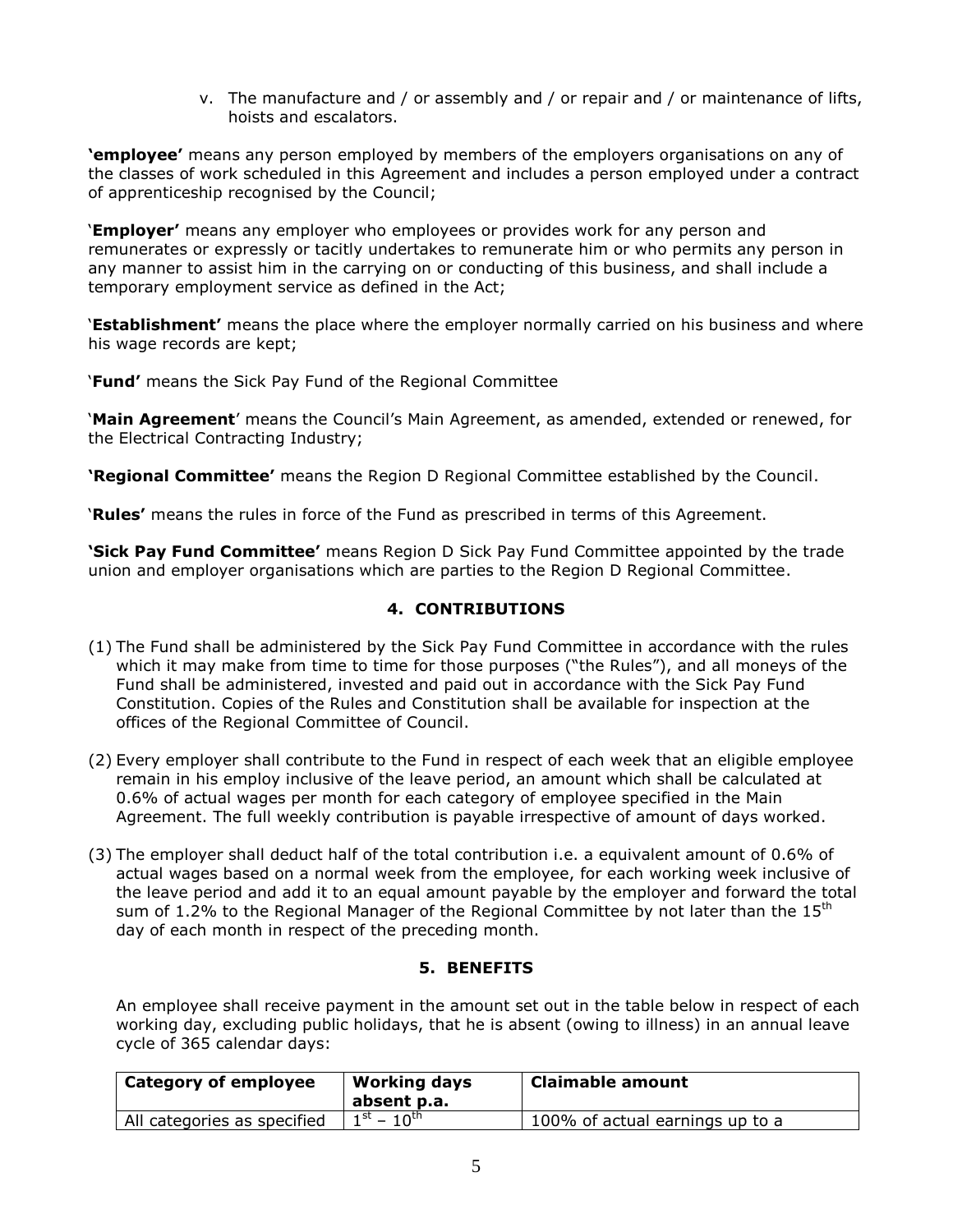v. The manufacture and / or assembly and / or repair and / or maintenance of lifts, hoists and escalators.

**'employee'** means any person employed by members of the employers organisations on any of the classes of work scheduled in this Agreement and includes a person employed under a contract of apprenticeship recognised by the Council;

'**Employer'** means any employer who employees or provides work for any person and remunerates or expressly or tacitly undertakes to remunerate him or who permits any person in any manner to assist him in the carrying on or conducting of this business, and shall include a temporary employment service as defined in the Act;

'**Establishment'** means the place where the employer normally carried on his business and where his wage records are kept;

'**Fund'** means the Sick Pay Fund of the Regional Committee

'**Main Agreement**' means the Council's Main Agreement, as amended, extended or renewed, for the Electrical Contracting Industry;

**'Regional Committee'** means the Region D Regional Committee established by the Council.

'**Rules'** means the rules in force of the Fund as prescribed in terms of this Agreement.

**'Sick Pay Fund Committee'** means Region D Sick Pay Fund Committee appointed by the trade union and employer organisations which are parties to the Region D Regional Committee.

### 4. CONTRIBUTIONS

(1) The Fund shall be administered by the Sick Pay Fund Committee in accordance with the rules which it may make from time to time for those purposes ("the Rules"), and all moneys of the Fund shall be administered, invested and paid out in accordance with the Sick Pay Fund Constitution. Copies of the Rules and Constitution shall be available for inspection at the offices of the Regional Committee of Council.

(2) Every employer shall contribute to the Fund in respect of each week that an eligible employee remain in his employ inclusive of the leave period, an amount which shall be calculated at 0.6% of actual wages per month for each category of employee specified in the Main Agreement. The full weekly contribution is payable irrespective of amount of days worked.

(3) The employer shall deduct half of the total contribution i.e. a equivalent amount of 0.6% of actual wages based on a normal week from the employee, for each working week inclusive of the leave period and add it to an equal amount payable by the employer and forward the total sum of 1.2% to the Regional Manager of the Regional Committee by not later than the 15th day of each month in respect of the preceding month.

### 5. BENEFITS

An employee shall receive payment in the amount set out in the table below in respect of each working day, excluding public holidays, that he is absent (owing to illness) in an annual leave cycle of 365 calendar days:

| Category of employee | Working days absent p.a. | Claimable amount |
|---|---|---|
| All categories as specified | 1st – 10th | 100% of actual earnings up to a |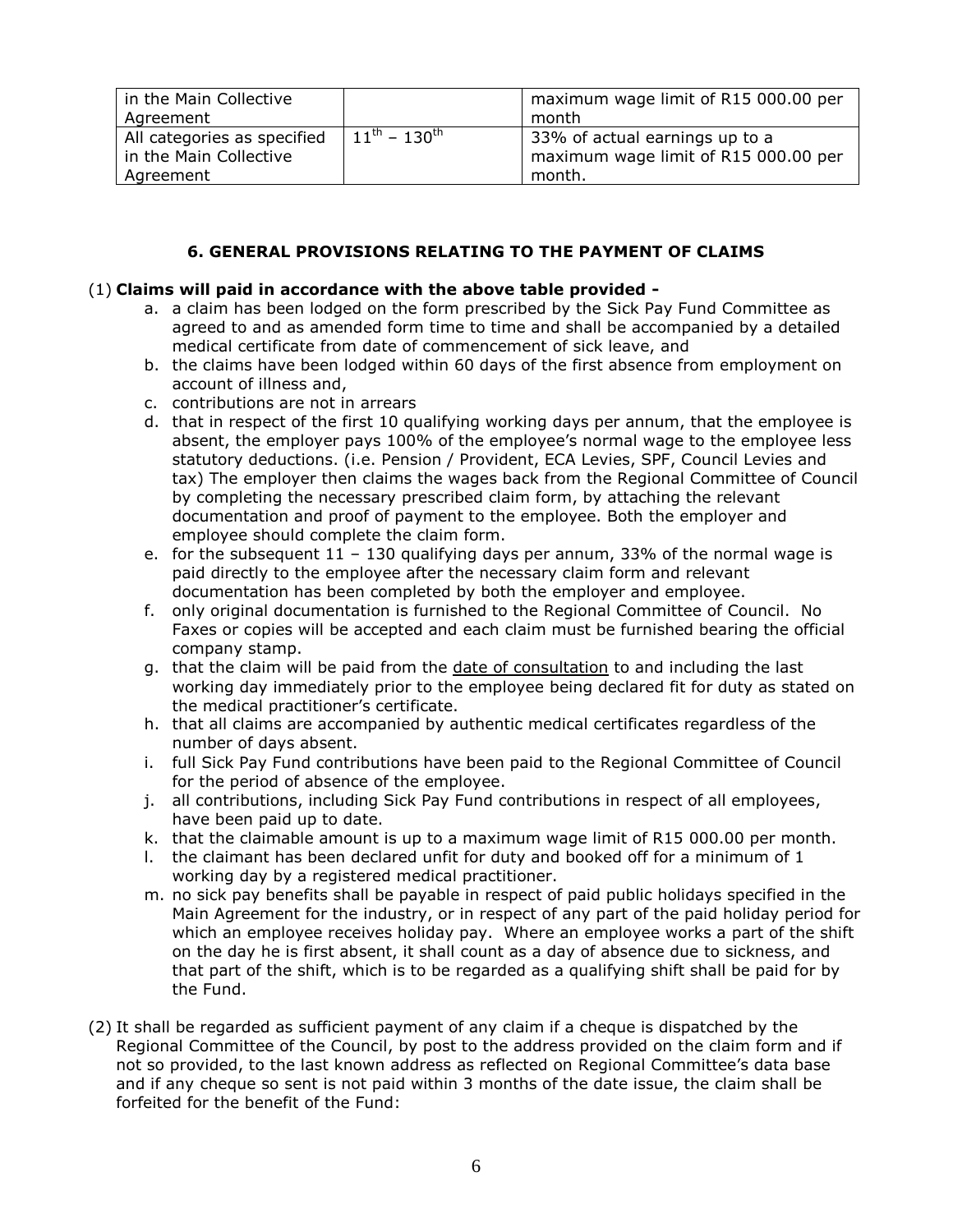| | | |
|---|---|---|
| in the Main Collective Agreement | | maximum wage limit of R15 000.00 per month |
| All categories as specified in the Main Collective Agreement | $11^{th} – 130^{th}$ | 33% of actual earnings up to a maximum wage limit of R15 000.00 per month. |

## 6. GENERAL PROVISIONS RELATING TO THE PAYMENT OF CLAIMS

(1) **Claims will paid in accordance with the above table provided -**

a. a claim has been lodged on the form prescribed by the Sick Pay Fund Committee as agreed to and as amended form time to time and shall be accompanied by a detailed medical certificate from date of commencement of sick leave, and

b. the claims have been lodged within 60 days of the first absence from employment on account of illness and,

c. contributions are not in arrears

d. that in respect of the first 10 qualifying working days per annum, that the employee is absent, the employer pays 100% of the employee's normal wage to the employee less statutory deductions. (i.e. Pension / Provident, ECA Levies, SPF, Council Levies and tax) The employer then claims the wages back from the Regional Committee of Council by completing the necessary prescribed claim form, by attaching the relevant documentation and proof of payment to the employee. Both the employer and employee should complete the claim form.

e. for the subsequent 11 – 130 qualifying days per annum, 33% of the normal wage is paid directly to the employee after the necessary claim form and relevant documentation has been completed by both the employer and employee.

f. only original documentation is furnished to the Regional Committee of Council. No Faxes or copies will be accepted and each claim must be furnished bearing the official company stamp.

g. that the claim will be paid from the date of consultation to and including the last working day immediately prior to the employee being declared fit for duty as stated on the medical practitioner's certificate.

h. that all claims are accompanied by authentic medical certificates regardless of the number of days absent.

i. full Sick Pay Fund contributions have been paid to the Regional Committee of Council for the period of absence of the employee.

j. all contributions, including Sick Pay Fund contributions in respect of all employees, have been paid up to date.

k. that the claimable amount is up to a maximum wage limit of R15 000.00 per month.

l. the claimant has been declared unfit for duty and booked off for a minimum of 1 working day by a registered medical practitioner.

m. no sick pay benefits shall be payable in respect of paid public holidays specified in the Main Agreement for the industry, or in respect of any part of the paid holiday period for which an employee receives holiday pay. Where an employee works a part of the shift on the day he is first absent, it shall count as a day of absence due to sickness, and that part of the shift, which is to be regarded as a qualifying shift shall be paid for by the Fund.

(2) It shall be regarded as sufficient payment of any claim if a cheque is dispatched by the Regional Committee of the Council, by post to the address provided on the claim form and if not so provided, to the last known address as reflected on Regional Committee's data base and if any cheque so sent is not paid within 3 months of the date issue, the claim shall be forfeited for the benefit of the Fund: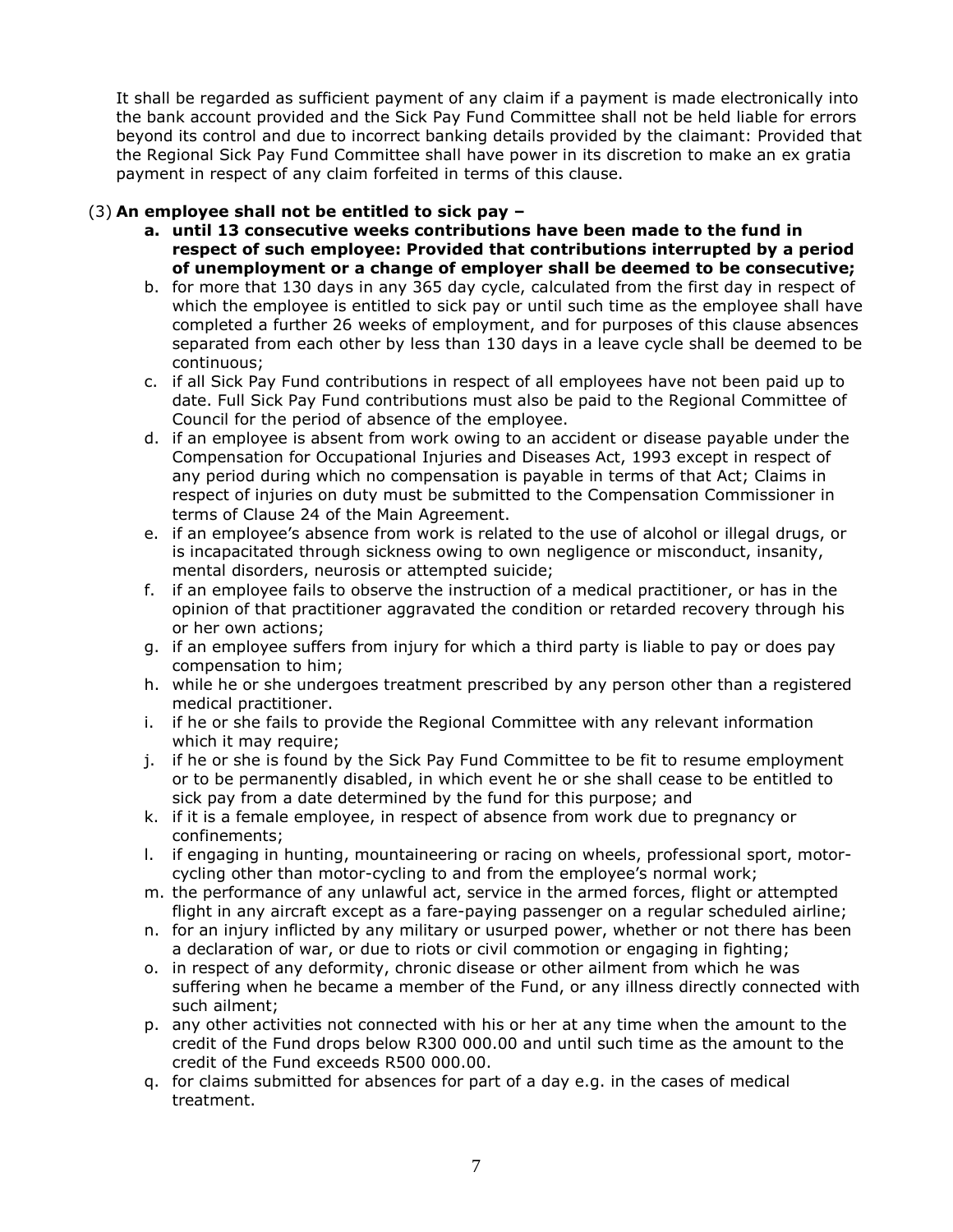It shall be regarded as sufficient payment of any claim if a payment is made electronically into the bank account provided and the Sick Pay Fund Committee shall not be held liable for errors beyond its control and due to incorrect banking details provided by the claimant: Provided that the Regional Sick Pay Fund Committee shall have power in its discretion to make an ex gratia payment in respect of any claim forfeited in terms of this clause.

(3) **An employee shall not be entitled to sick pay –**

a. **until 13 consecutive weeks contributions have been made to the fund in respect of such employee: Provided that contributions interrupted by a period of unemployment or a change of employer shall be deemed to be consecutive;**
b. for more that 130 days in any 365 day cycle, calculated from the first day in respect of which the employee is entitled to sick pay or until such time as the employee shall have completed a further 26 weeks of employment, and for purposes of this clause absences separated from each other by less than 130 days in a leave cycle shall be deemed to be continuous;
c. if all Sick Pay Fund contributions in respect of all employees have not been paid up to date. Full Sick Pay Fund contributions must also be paid to the Regional Committee of Council for the period of absence of the employee.
d. if an employee is absent from work owing to an accident or disease payable under the Compensation for Occupational Injuries and Diseases Act, 1993 except in respect of any period during which no compensation is payable in terms of that Act; Claims in respect of injuries on duty must be submitted to the Compensation Commissioner in terms of Clause 24 of the Main Agreement.
e. if an employee's absence from work is related to the use of alcohol or illegal drugs, or is incapacitated through sickness owing to own negligence or misconduct, insanity, mental disorders, neurosis or attempted suicide;
f. if an employee fails to observe the instruction of a medical practitioner, or has in the opinion of that practitioner aggravated the condition or retarded recovery through his or her own actions;
g. if an employee suffers from injury for which a third party is liable to pay or does pay compensation to him;
h. while he or she undergoes treatment prescribed by any person other than a registered medical practitioner.
i. if he or she fails to provide the Regional Committee with any relevant information which it may require;
j. if he or she is found by the Sick Pay Fund Committee to be fit to resume employment or to be permanently disabled, in which event he or she shall cease to be entitled to sick pay from a date determined by the fund for this purpose; and
k. if it is a female employee, in respect of absence from work due to pregnancy or confinements;
l. if engaging in hunting, mountaineering or racing on wheels, professional sport, motor-cycling other than motor-cycling to and from the employee's normal work;
m. the performance of any unlawful act, service in the armed forces, flight or attempted flight in any aircraft except as a fare-paying passenger on a regular scheduled airline;
n. for an injury inflicted by any military or usurped power, whether or not there has been a declaration of war, or due to riots or civil commotion or engaging in fighting;
o. in respect of any deformity, chronic disease or other ailment from which he was suffering when he became a member of the Fund, or any illness directly connected with such ailment;
p. any other activities not connected with his or her at any time when the amount to the credit of the Fund drops below R300 000.00 and until such time as the amount to the credit of the Fund exceeds R500 000.00.
q. for claims submitted for absences for part of a day e.g. in the cases of medical treatment.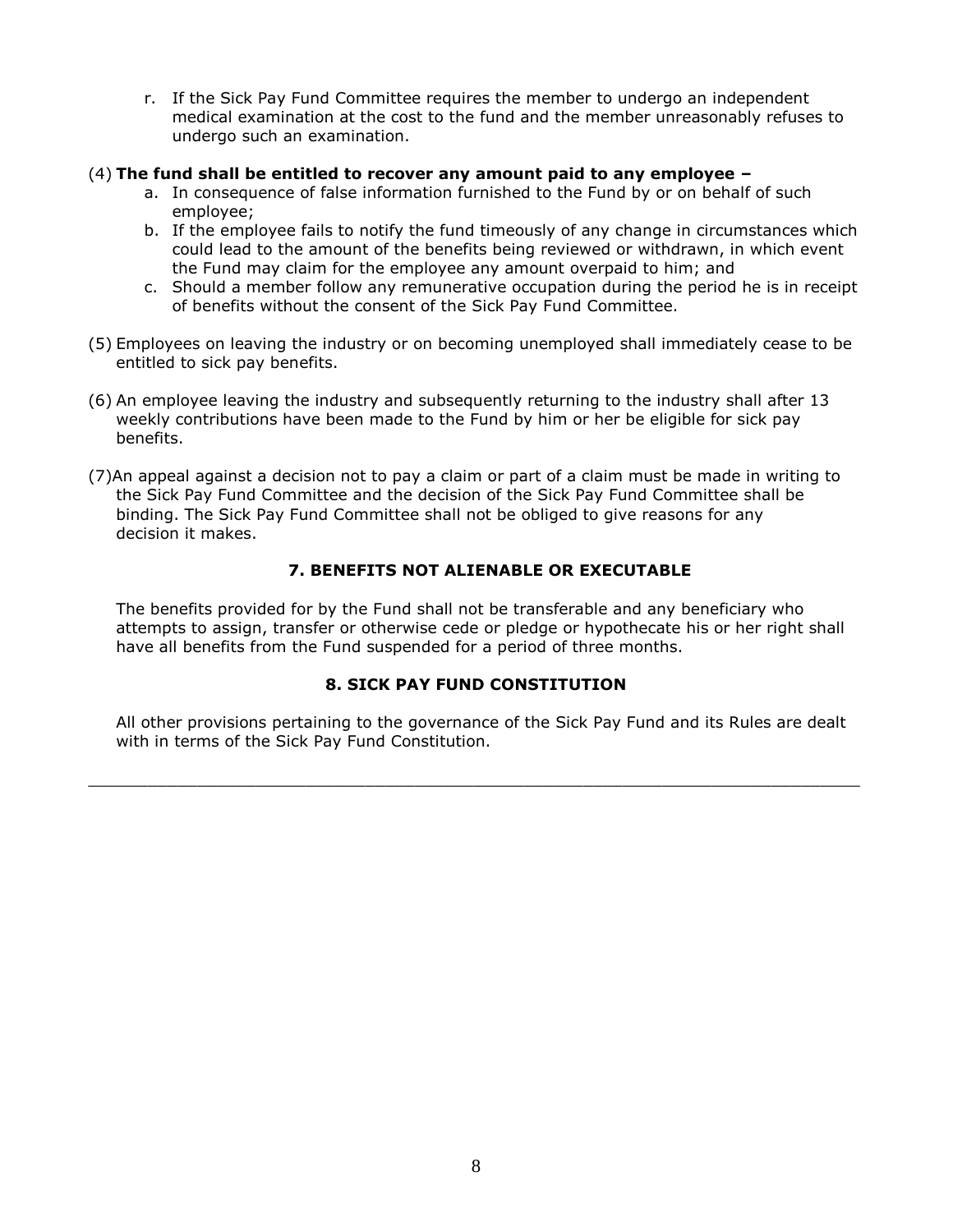r. If the Sick Pay Fund Committee requires the member to undergo an independent medical examination at the cost to the fund and the member unreasonably refuses to undergo such an examination.

(4) **The fund shall be entitled to recover any amount paid to any employee –**

a. In consequence of false information furnished to the Fund by or on behalf of such employee;
b. If the employee fails to notify the fund timeously of any change in circumstances which could lead to the amount of the benefits being reviewed or withdrawn, in which event the Fund may claim for the employee any amount overpaid to him; and
c. Should a member follow any remunerative occupation during the period he is in receipt of benefits without the consent of the Sick Pay Fund Committee.

(5) Employees on leaving the industry or on becoming unemployed shall immediately cease to be entitled to sick pay benefits.

(6) An employee leaving the industry and subsequently returning to the industry shall after 13 weekly contributions have been made to the Fund by him or her be eligible for sick pay benefits.

(7) An appeal against a decision not to pay a claim or part of a claim must be made in writing to the Sick Pay Fund Committee and the decision of the Sick Pay Fund Committee shall be binding. The Sick Pay Fund Committee shall not be obliged to give reasons for any decision it makes.

## 7. BENEFITS NOT ALIENABLE OR EXECUTABLE

The benefits provided for by the Fund shall not be transferable and any beneficiary who attempts to assign, transfer or otherwise cede or pledge or hypothecate his or her right shall have all benefits from the Fund suspended for a period of three months.

## 8. SICK PAY FUND CONSTITUTION

All other provisions pertaining to the governance of the Sick Pay Fund and its Rules are dealt with in terms of the Sick Pay Fund Constitution.